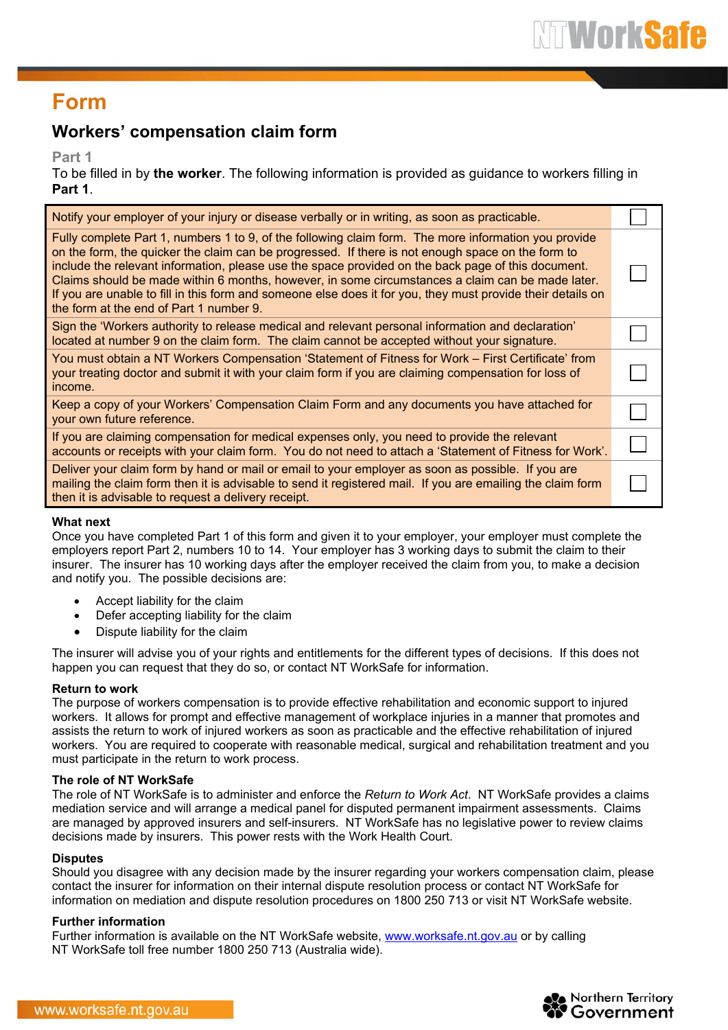# Form

## Workers' compensation claim form

### Part 1

To be filled in by **the worker**. The following information is provided as guidance to workers filling in **Part 1**.

| | |
|---|---|
| Notify your employer of your injury or disease verbally or in writing, as soon as practicable. | ☐ |
| Fully complete Part 1, numbers 1 to 9, of the following claim form. The more information you provide on the form, the quicker the claim can be progressed. If there is not enough space on the form to include the relevant information, please use the space provided on the back page of this document. Claims should be made within 6 months, however, in some circumstances a claim can be made later. If you are unable to fill in this form and someone else does it for you, they must provide their details on the form at the end of Part 1 number 9. | ☐ |
| Sign the 'Workers authority to release medical and relevant personal information and declaration' located at number 9 on the claim form. The claim cannot be accepted without your signature. | ☐ |
| You must obtain a NT Workers Compensation 'Statement of Fitness for Work – First Certificate' from your treating doctor and submit it with your claim form if you are claiming compensation for loss of income. | ☐ |
| Keep a copy of your Workers' Compensation Claim Form and any documents you have attached for your own future reference. | ☐ |
| If you are claiming compensation for medical expenses only, you need to provide the relevant accounts or receipts with your claim form. You do not need to attach a 'Statement of Fitness for Work'. | ☐ |
| Deliver your claim form by hand or mail or email to your employer as soon as possible. If you are mailing the claim form then it is advisable to send it registered mail. If you are emailing the claim form then it is advisable to request a delivery receipt. | ☐ |

**What next**

Once you have completed Part 1 of this form and given it to your employer, your employer must complete the employers report Part 2, numbers 10 to 14. Your employer has 3 working days to submit the claim to their insurer. The insurer has 10 working days after the employer received the claim from you, to make a decision and notify you. The possible decisions are:

- Accept liability for the claim
- Defer accepting liability for the claim
- Dispute liability for the claim

The insurer will advise you of your rights and entitlements for the different types of decisions. If this does not happen you can request that they do so, or contact NT WorkSafe for information.

**Return to work**

The purpose of workers compensation is to provide effective rehabilitation and economic support to injured workers. It allows for prompt and effective management of workplace injuries in a manner that promotes and assists the return to work of injured workers as soon as practicable and the effective rehabilitation of injured workers. You are required to cooperate with reasonable medical, surgical and rehabilitation treatment and you must participate in the return to work process.

**The role of NT WorkSafe**

The role of NT WorkSafe is to administer and enforce the *Return to Work Act*. NT WorkSafe provides a claims mediation service and will arrange a medical panel for disputed permanent impairment assessments. Claims are managed by approved insurers and self-insurers. NT WorkSafe has no legislative power to review claims decisions made by insurers. This power rests with the Work Health Court.

**Disputes**

Should you disagree with any decision made by the insurer regarding your workers compensation claim, please contact the insurer for information on their internal dispute resolution process or contact NT WorkSafe for information on mediation and dispute resolution procedures on 1800 250 713 or visit NT WorkSafe website.

**Further information**

Further information is available on the NT WorkSafe website, www.worksafe.nt.gov.au or by calling NT WorkSafe toll free number 1800 250 713 (Australia wide).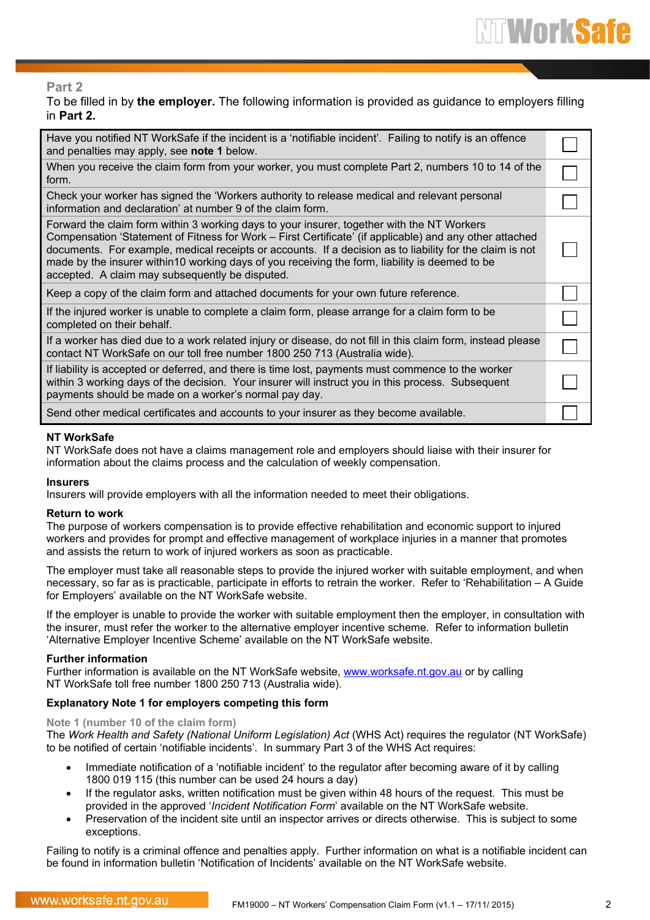## Part 2

To be filled in by **the employer.** The following information is provided as guidance to employers filling in **Part 2.**

| | |
|---|---|
| Have you notified NT WorkSafe if the incident is a 'notifiable incident'. Failing to notify is an offence and penalties may apply, see **note 1** below. | ☐ |
| When you receive the claim form from your worker, you must complete Part 2, numbers 10 to 14 of the form. | ☐ |
| Check your worker has signed the 'Workers authority to release medical and relevant personal information and declaration' at number 9 of the claim form. | ☐ |
| Forward the claim form within 3 working days to your insurer, together with the NT Workers Compensation 'Statement of Fitness for Work – First Certificate' (if applicable) and any other attached documents. For example, medical receipts or accounts. If a decision as to liability for the claim is not made by the insurer within10 working days of you receiving the form, liability is deemed to be accepted. A claim may subsequently be disputed. | ☐ |
| Keep a copy of the claim form and attached documents for your own future reference. | ☐ |
| If the injured worker is unable to complete a claim form, please arrange for a claim form to be completed on their behalf. | ☐ |
| If a worker has died due to a work related injury or disease, do not fill in this claim form, instead please contact NT WorkSafe on our toll free number 1800 250 713 (Australia wide). | ☐ |
| If liability is accepted or deferred, and there is time lost, payments must commence to the worker within 3 working days of the decision. Your insurer will instruct you in this process. Subsequent payments should be made on a worker's normal pay day. | ☐ |
| Send other medical certificates and accounts to your insurer as they become available. | ☐ |

**NT WorkSafe**
NT WorkSafe does not have a claims management role and employers should liaise with their insurer for information about the claims process and the calculation of weekly compensation.

**Insurers**
Insurers will provide employers with all the information needed to meet their obligations.

**Return to work**
The purpose of workers compensation is to provide effective rehabilitation and economic support to injured workers and provides for prompt and effective management of workplace injuries in a manner that promotes and assists the return to work of injured workers as soon as practicable.

The employer must take all reasonable steps to provide the injured worker with suitable employment, and when necessary, so far as is practicable, participate in efforts to retrain the worker. Refer to 'Rehabilitation – A Guide for Employers' available on the NT WorkSafe website.

If the employer is unable to provide the worker with suitable employment then the employer, in consultation with the insurer, must refer the worker to the alternative employer incentive scheme. Refer to information bulletin 'Alternative Employer Incentive Scheme' available on the NT WorkSafe website.

**Further information**
Further information is available on the NT WorkSafe website, www.worksafe.nt.gov.au or by calling NT WorkSafe toll free number 1800 250 713 (Australia wide).

**Explanatory Note 1 for employers competing this form**

### Note 1 (number 10 of the claim form)

The *Work Health and Safety (National Uniform Legislation) Act* (WHS Act) requires the regulator (NT WorkSafe) to be notified of certain 'notifiable incidents'. In summary Part 3 of the WHS Act requires:

- Immediate notification of a 'notifiable incident' to the regulator after becoming aware of it by calling 1800 019 115 (this number can be used 24 hours a day)
- If the regulator asks, written notification must be given within 48 hours of the request. This must be provided in the approved '*Incident Notification Form*' available on the NT WorkSafe website.
- Preservation of the incident site until an inspector arrives or directs otherwise. This is subject to some exceptions.

Failing to notify is a criminal offence and penalties apply. Further information on what is a notifiable incident can be found in information bulletin 'Notification of Incidents' available on the NT WorkSafe website.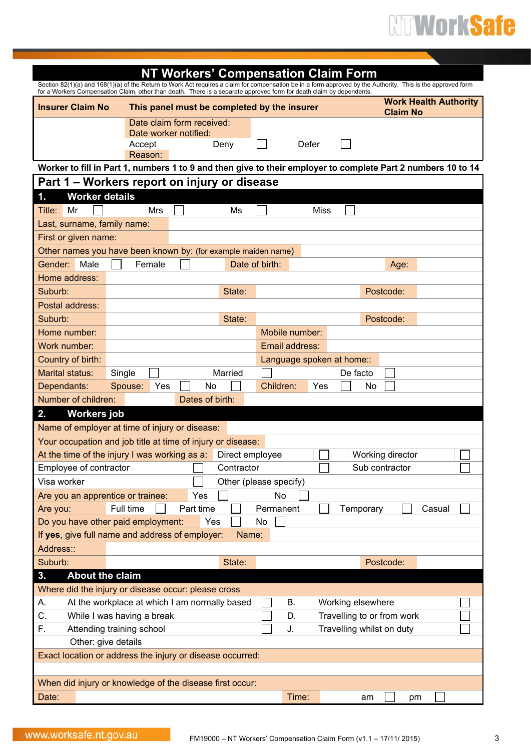# NT Workers' Compensation Claim Form

Section 82(1)(a) and 168(1)(a) of the Return to Work Act requires a claim for compensation be in a form approved by the Authority. This is the approved form for a Workers Compensation Claim, other than death. There is a separate approved form for death claim by dependents.

| **Insurer Claim No** | **This panel must be completed by the insurer** | | | | **Work Health Authority Claim No** |
|---|---|---|---|---|---|
| | Date claim form received: | | | | |
| | Date worker notified: | | | | |
| | Accept | Deny ☐ | | Defer ☐ | |
| | Reason: | | | | |

**Worker to fill in Part 1, numbers 1 to 9 and then give to their employer to complete Part 2 numbers 10 to 14**

## Part 1 – Workers report on injury or disease

### 1. Worker details

Title: Mr ☐ Mrs ☐ Ms ☐ Miss ☐

Last, surname, family name:

First or given name:

Other names you have been known by: (for example maiden name)

Gender: Male ☐ Female ☐ Date of birth: Age:

Home address:

Suburb: State: Postcode:

Postal address:

Suburb: State: Postcode:

Home number: Mobile number:

Work number: Email address:

Country of birth: Language spoken at home::

Marital status: Single ☐ Married ☐ De facto ☐

Dependants: Spouse: Yes ☐ No ☐ Children: Yes ☐ No ☐

Number of children: Dates of birth:

### 2. Workers job

Name of employer at time of injury or disease:

Your occupation and job title at time of injury or disease:

At the time of the injury I was working as a: Direct employee ☐ Working director ☐

Employee of contractor ☐ Contractor ☐ Sub contractor ☐

Visa worker ☐ Other (please specify)

Are you an apprentice or trainee: Yes ☐ No ☐

Are you: Full time ☐ Part time ☐ Permanent ☐ Temporary ☐ Casual ☐

Do you have other paid employment: Yes ☐ No ☐

If **yes**, give full name and address of employer: Name:

Address::

Suburb: State: Postcode:

### 3. About the claim

Where did the injury or disease occur: please cross

| | | | | | |
|---|---|---|---|---|---|
| A. | At the workplace at which I am normally based | ☐ | B. | Working elsewhere | ☐ |
| C. | While I was having a break | ☐ | D. | Travelling to or from work | ☐ |
| F. | Attending training school | ☐ | J. | Travelling whilst on duty | ☐ |
| | Other: give details | | | | |

Exact location or address the injury or disease occurred:

When did injury or knowledge of the disease first occur:

Date: Time: am ☐ pm ☐

FM19000 – NT Workers' Compensation Claim Form (v1.1 – 17/11/ 2015)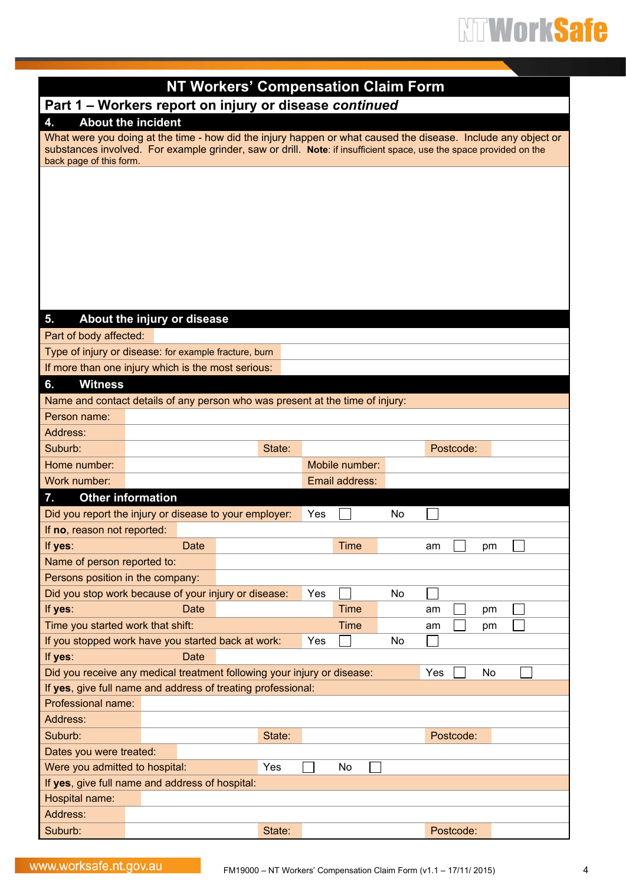# NT Workers' Compensation Claim Form

## Part 1 – Workers report on injury or disease *continued*

### 4. About the incident

What were you doing at the time - how did the injury happen or what caused the disease. Include any object or substances involved. For example grinder, saw or drill. **Note**: if insufficient space, use the space provided on the back page of this form.

### 5. About the injury or disease

| | |
|---|---|
| Part of body affected: | |
| Type of injury or disease: for example fracture, burn | |
| If more than one injury which is the most serious: | |

### 6. Witness

Name and contact details of any person who was present at the time of injury:

| | | | | | |
|---|---|---|---|---|---|
| Person name: | | | | | |
| Address: | | | | | |
| Suburb: | | State: | | Postcode: | |
| Home number: | | Mobile number: | | | |
| Work number: | | Email address: | | | |

### 7. Other information

| | | | | | | | |
|---|---|---|---|---|---|---|---|
| Did you report the injury or disease to your employer: | | Yes ☐ | | No ☐ | | | |
| If **no**, reason not reported: | | | | | | | |
| If **yes**: | Date | | Time | am ☐ | | pm ☐ | |
| Name of person reported to: | | | | | | | |
| Persons position in the company: | | | | | | | |
| Did you stop work because of your injury or disease: | | Yes ☐ | | No ☐ | | | |
| If **yes**: | Date | | Time | am ☐ | | pm ☐ | |
| Time you started work that shift: | | | Time | am ☐ | | pm ☐ | |
| If you stopped work have you started back at work: | | Yes ☐ | | No ☐ | | | |
| If **yes**: | Date | | | | | | |
| Did you receive any medical treatment following your injury or disease: | | | | Yes ☐ | | No ☐ | |

If **yes**, give full name and address of treating professional:

| | | | | | |
|---|---|---|---|---|---|
| Professional name: | | | | | |
| Address: | | | | | |
| Suburb: | | State: | | Postcode: | |
| Dates you were treated: | | | | | |
| Were you admitted to hospital: | | Yes ☐ | | No ☐ | |

If **yes**, give full name and address of hospital:

| | | | | | |
|---|---|---|---|---|---|
| Hospital name: | | | | | |
| Address: | | | | | |
| Suburb: | | State: | | Postcode: | |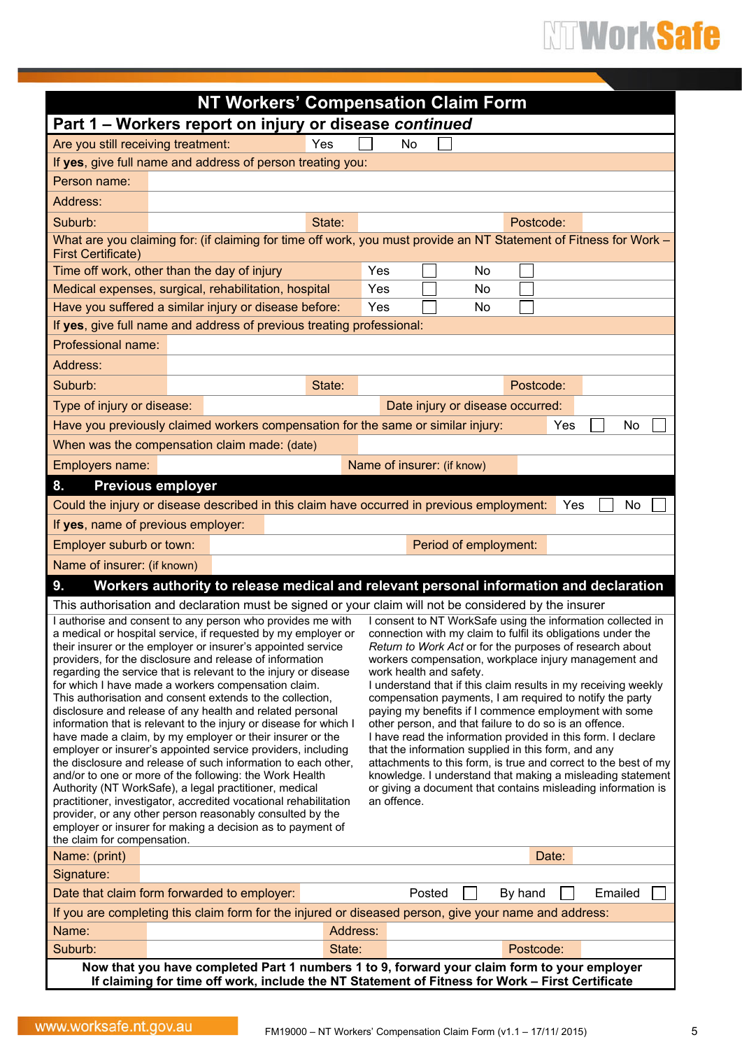# NT Workers' Compensation Claim Form

## Part 1 – Workers report on injury or disease *continued*

| | | | |
|---|---|---|---|
| Are you still receiving treatment: | Yes ☐ | No ☐ | |

If **yes**, give full name and address of person treating you:

| | | | |
|---|---|---|---|
| Person name: | | | |
| Address: | | | |
| Suburb: | State: | | Postcode: |

What are you claiming for: (if claiming for time off work, you must provide an NT Statement of Fitness for Work – First Certificate)

| | | |
|---|---|---|
| Time off work, other than the day of injury | Yes ☐ | No ☐ |
| Medical expenses, surgical, rehabilitation, hospital | Yes ☐ | No ☐ |
| Have you suffered a similar injury or disease before: | Yes ☐ | No ☐ |

If **yes**, give full name and address of previous treating professional:

| | | | |
|---|---|---|---|
| Professional name: | | | |
| Address: | | | |
| Suburb: | State: | | Postcode: |
| Type of injury or disease: | | Date injury or disease occurred: | |

| | | |
|---|---|---|
| Have you previously claimed workers compensation for the same or similar injury: | Yes ☐ | No ☐ |

| | | | |
|---|---|---|---|
| When was the compensation claim made: (date) | | | |
| Employers name: | | Name of insurer: (if know) | |

## 8. Previous employer

| | | |
|---|---|---|
| Could the injury or disease described in this claim have occurred in previous employment: | Yes ☐ | No ☐ |

| | | | |
|---|---|---|---|
| If **yes**, name of previous employer: | | | |
| Employer suburb or town: | | Period of employment: | |
| Name of insurer: (if known) | | | |

## 9. Workers authority to release medical and relevant personal information and declaration

This authorisation and declaration must be signed or your claim will not be considered by the insurer

I authorise and consent to any person who provides me with a medical or hospital service, if requested by my employer or their insurer or the employer or insurer's appointed service providers, for the disclosure and release of information regarding the service that is relevant to the injury or disease for which I have made a workers compensation claim.

This authorisation and consent extends to the collection, disclosure and release of any health and related personal information that is relevant to the injury or disease for which I have made a claim, by my employer or their insurer or the employer or insurer's appointed service providers, including the disclosure and release of such information to each other, and/or to one or more of the following: the Work Health Authority (NT WorkSafe), a legal practitioner, medical practitioner, investigator, accredited vocational rehabilitation provider, or any other person reasonably consulted by the employer or insurer for making a decision as to payment of the claim for compensation.

I consent to NT WorkSafe using the information collected in connection with my claim to fulfil its obligations under the *Return to Work Act* or for the purposes of research about workers compensation, workplace injury management and work health and safety.

I understand that if this claim results in my receiving weekly compensation payments, I am required to notify the party paying my benefits if I commence employment with some other person, and that failure to do so is an offence.

I have read the information provided in this form. I declare that the information supplied in this form, and any attachments to this form, is true and correct to the best of my knowledge. I understand that making a misleading statement or giving a document that contains misleading information is an offence.

| | | | |
|---|---|---|---|
| Name: (print) | | Date: | |
| Signature: | | | |

| | | | | |
|---|---|---|---|---|
| Date that claim form forwarded to employer: | | Posted ☐ | By hand ☐ | Emailed ☐ |

If you are completing this claim form for the injured or diseased person, give your name and address:

| | | | |
|---|---|---|---|
| Name: | | Address: | |
| Suburb: | State: | | Postcode: |

**Now that you have completed Part 1 numbers 1 to 9, forward your claim form to your employer**
**If claiming for time off work, include the NT Statement of Fitness for Work – First Certificate**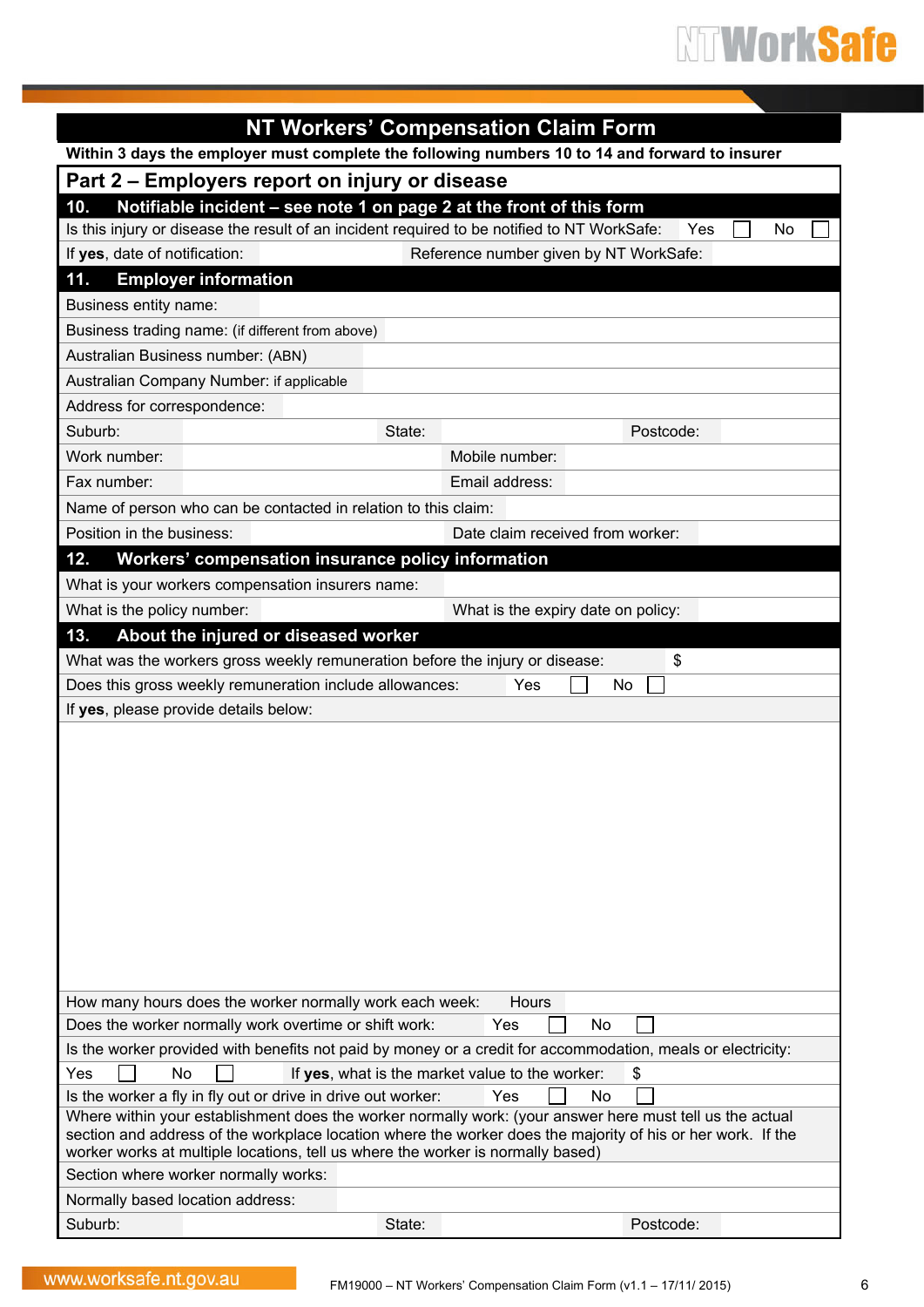# NT Workers' Compensation Claim Form

**Within 3 days the employer must complete the following numbers 10 to 14 and forward to insurer**

## Part 2 – Employers report on injury or disease

### 10. Notifiable incident – see note 1 on page 2 at the front of this form

Is this injury or disease the result of an incident required to be notified to NT WorkSafe: Yes ☐ No ☐

If **yes**, date of notification: Reference number given by NT WorkSafe:

### 11. Employer information

Business entity name:

Business trading name: (if different from above)

Australian Business number: (ABN)

Australian Company Number: if applicable

Address for correspondence:

Suburb: State: Postcode:

Work number: Mobile number:

Fax number: Email address:

Name of person who can be contacted in relation to this claim:

Position in the business: Date claim received from worker:

### 12. Workers' compensation insurance policy information

What is your workers compensation insurers name:

What is the policy number: What is the expiry date on policy:

### 13. About the injured or diseased worker

What was the workers gross weekly remuneration before the injury or disease: $

Does this gross weekly remuneration include allowances: Yes ☐ No ☐

If **yes**, please provide details below:

How many hours does the worker normally work each week: Hours

Does the worker normally work overtime or shift work: Yes ☐ No ☐

Is the worker provided with benefits not paid by money or a credit for accommodation, meals or electricity:

Yes ☐ No ☐ If **yes**, what is the market value to the worker: $

Is the worker a fly in fly out or drive in drive out worker: Yes ☐ No ☐

Where within your establishment does the worker normally work: (your answer here must tell us the actual section and address of the workplace location where the worker does the majority of his or her work. If the worker works at multiple locations, tell us where the worker is normally based)

Section where worker normally works:

Normally based location address:

Suburb: State: Postcode: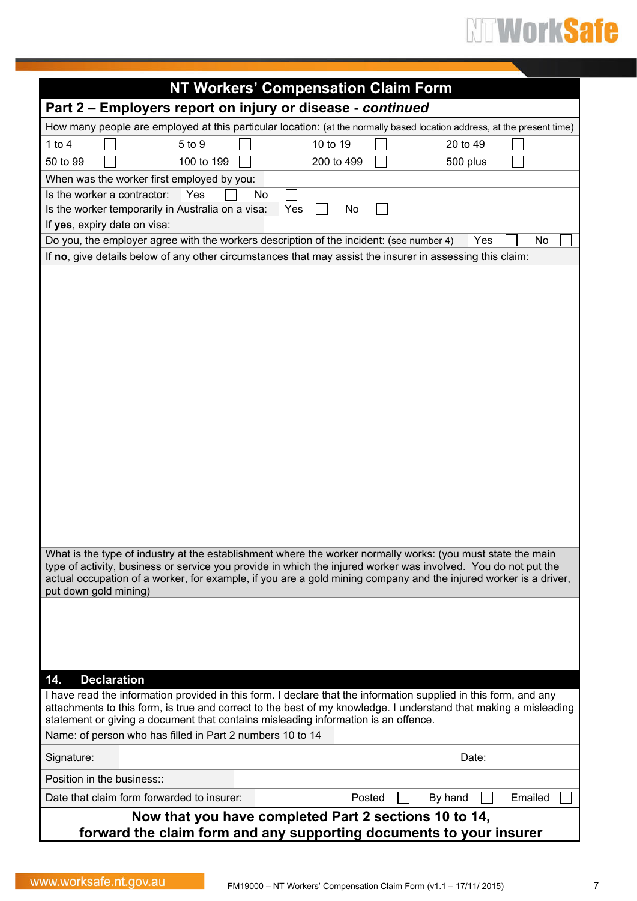# NT Workers' Compensation Claim Form

## Part 2 – Employers report on injury or disease - *continued*

How many people are employed at this particular location: (at the normally based location address, at the present time)

| | | | | | | | |
|---|---|---|---|---|---|---|---|
| 1 to 4 | ☐ | 5 to 9 | ☐ | 10 to 19 | ☐ | 20 to 49 | ☐ |
| 50 to 99 | ☐ | 100 to 199 | ☐ | 200 to 499 | ☐ | 500 plus | ☐ |

When was the worker first employed by you:

Is the worker a contractor: Yes ☐ No ☐

Is the worker temporarily in Australia on a visa: Yes ☐ No ☐

If **yes**, expiry date on visa:

Do you, the employer agree with the workers description of the incident: (see number 4) Yes ☐ No ☐

If **no**, give details below of any other circumstances that may assist the insurer in assessing this claim:

What is the type of industry at the establishment where the worker normally works: (you must state the main type of activity, business or service you provide in which the injured worker was involved. You do not put the actual occupation of a worker, for example, if you are a gold mining company and the injured worker is a driver, put down gold mining)

## 14. Declaration

I have read the information provided in this form. I declare that the information supplied in this form, and any attachments to this form, is true and correct to the best of my knowledge. I understand that making a misleading statement or giving a document that contains misleading information is an offence.

Name: of person who has filled in Part 2 numbers 10 to 14

Signature: Date:

Position in the business::

Date that claim form forwarded to insurer: Posted ☐ By hand ☐ Emailed ☐

**Now that you have completed Part 2 sections 10 to 14, forward the claim form and any supporting documents to your insurer**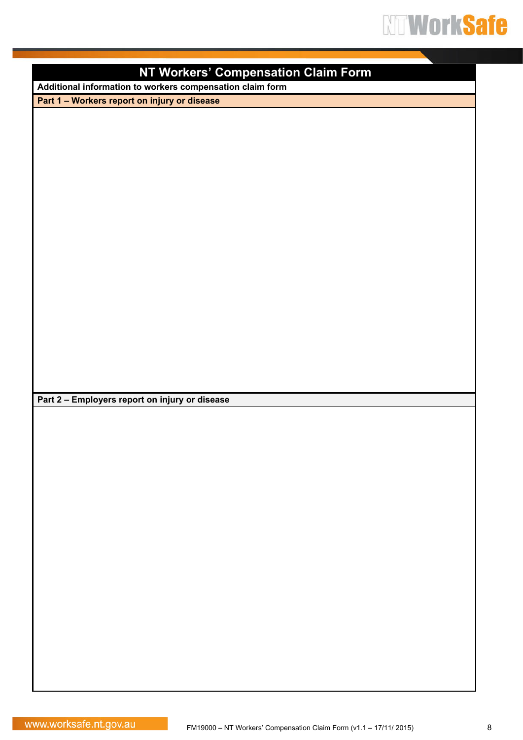# NT Workers' Compensation Claim Form

**Additional information to workers compensation claim form**

**Part 1 – Workers report on injury or disease**

**Part 2 – Employers report on injury or disease**